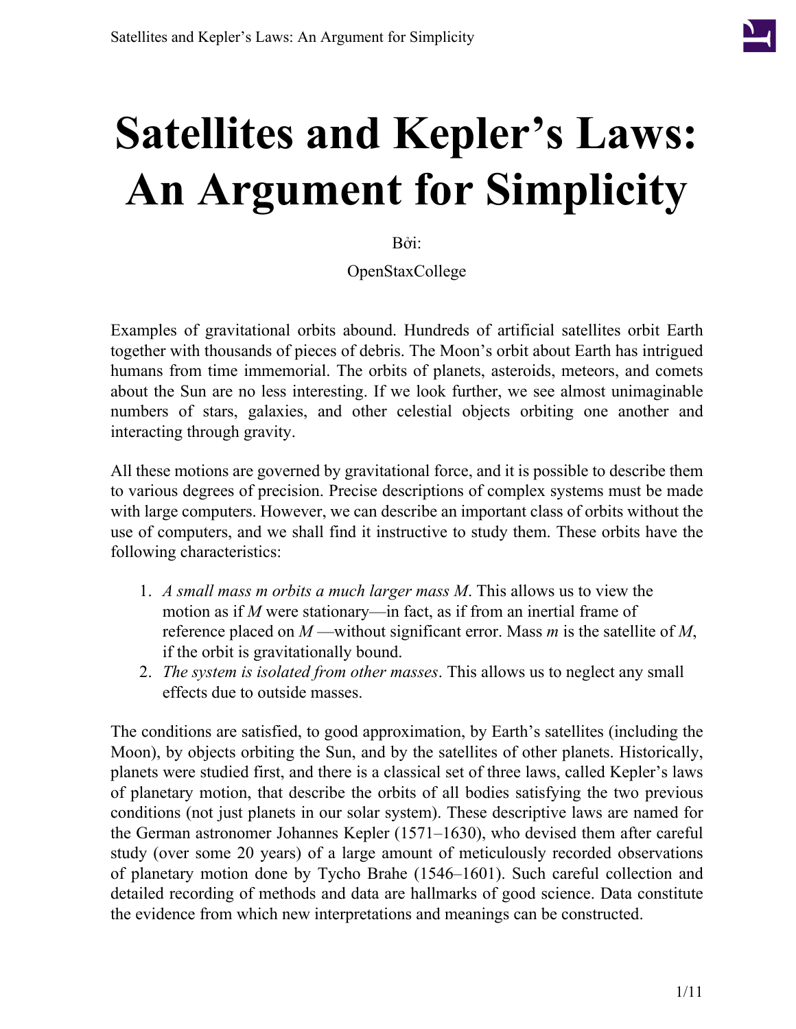# Satellites and Kepler's Laws: An Argument for Simplicity

Bởi:

OpenStaxCollege

Examples of gravitational orbits abound. Hundreds of artificial satellites orbit Earth together with thousands of pieces of debris. The Moon's orbit about Earth has intrigued humans from time immemorial. The orbits of planets, asteroids, meteors, and comets about the Sun are no less interesting. If we look further, we see almost unimaginable numbers of stars, galaxies, and other celestial objects orbiting one another and interacting through gravity.

All these motions are governed by gravitational force, and it is possible to describe them to various degrees of precision. Precise descriptions of complex systems must be made with large computers. However, we can describe an important class of orbits without the use of computers, and we shall find it instructive to study them. These orbits have the following characteristics:

1. *A small mass m orbits a much larger mass M*. This allows us to view the motion as if *M* were stationary—in fact, as if from an inertial frame of reference placed on *M* —without significant error. Mass *m* is the satellite of *M*, if the orbit is gravitationally bound.
2. *The system is isolated from other masses*. This allows us to neglect any small effects due to outside masses.

The conditions are satisfied, to good approximation, by Earth's satellites (including the Moon), by objects orbiting the Sun, and by the satellites of other planets. Historically, planets were studied first, and there is a classical set of three laws, called Kepler's laws of planetary motion, that describe the orbits of all bodies satisfying the two previous conditions (not just planets in our solar system). These descriptive laws are named for the German astronomer Johannes Kepler (1571–1630), who devised them after careful study (over some 20 years) of a large amount of meticulously recorded observations of planetary motion done by Tycho Brahe (1546–1601). Such careful collection and detailed recording of methods and data are hallmarks of good science. Data constitute the evidence from which new interpretations and meanings can be constructed.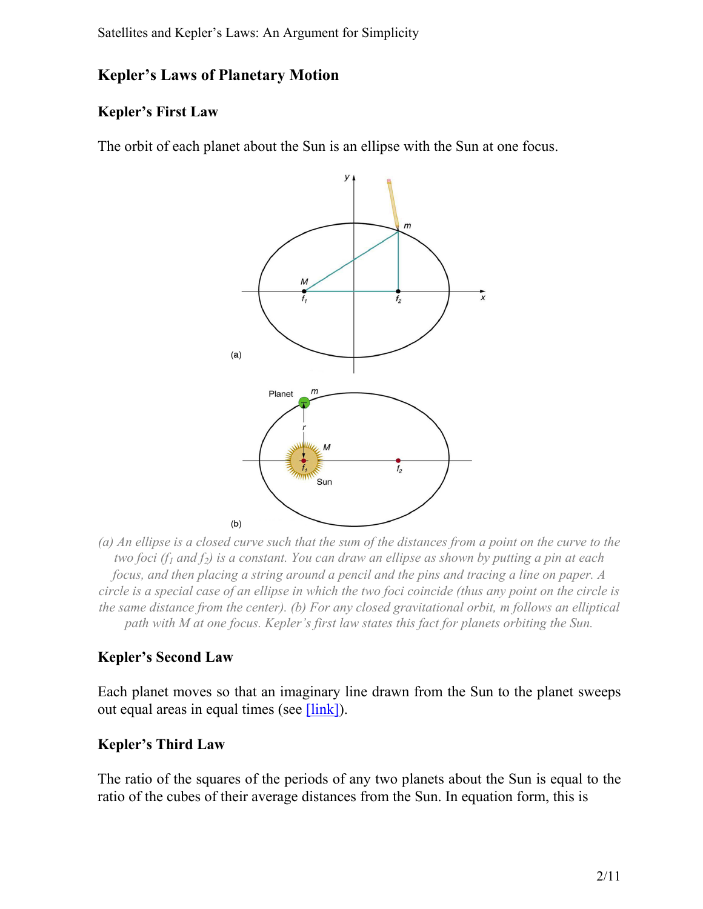## Kepler's Laws of Planetary Motion

### Kepler's First Law

The orbit of each planet about the Sun is an ellipse with the Sun at one focus.

*(a) An ellipse is a closed curve such that the sum of the distances from a point on the curve to the two foci ($f_1$ and $f_2$) is a constant. You can draw an ellipse as shown by putting a pin at each focus, and then placing a string around a pencil and the pins and tracing a line on paper. A circle is a special case of an ellipse in which the two foci coincide (thus any point on the circle is the same distance from the center). (b) For any closed gravitational orbit, m follows an elliptical path with M at one focus. Kepler's first law states this fact for planets orbiting the Sun.*

### Kepler's Second Law

Each planet moves so that an imaginary line drawn from the Sun to the planet sweeps out equal areas in equal times (see [link]).

### Kepler's Third Law

The ratio of the squares of the periods of any two planets about the Sun is equal to the ratio of the cubes of their average distances from the Sun. In equation form, this is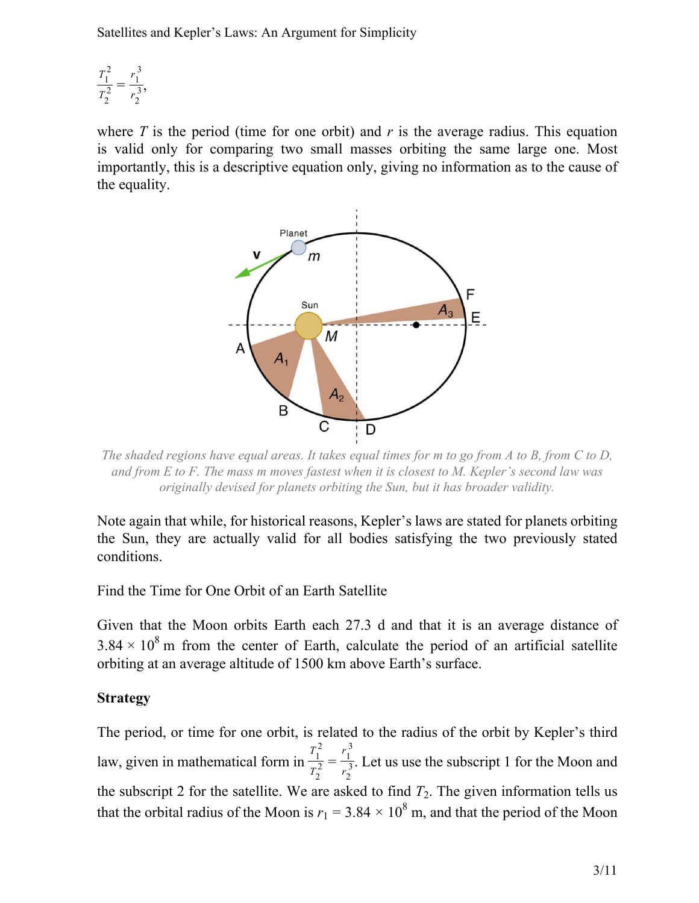$$\frac{T_1^2}{T_2^2} = \frac{r_1^3}{r_2^3},$$

where $T$ is the period (time for one orbit) and $r$ is the average radius. This equation is valid only for comparing two small masses orbiting the same large one. Most importantly, this is a descriptive equation only, giving no information as to the cause of the equality.

*The shaded regions have equal areas. It takes equal times for m to go from A to B, from C to D, and from E to F. The mass m moves fastest when it is closest to M. Kepler's second law was originally devised for planets orbiting the Sun, but it has broader validity.*

Note again that while, for historical reasons, Kepler's laws are stated for planets orbiting the Sun, they are actually valid for all bodies satisfying the two previously stated conditions.

Find the Time for One Orbit of an Earth Satellite

Given that the Moon orbits Earth each 27.3 d and that it is an average distance of $3.84 \times 10^8$ m from the center of Earth, calculate the period of an artificial satellite orbiting at an average altitude of 1500 km above Earth's surface.

**Strategy**

The period, or time for one orbit, is related to the radius of the orbit by Kepler's third law, given in mathematical form in $\frac{T_1^2}{T_2^2} = \frac{r_1^3}{r_2^3}$. Let us use the subscript 1 for the Moon and the subscript 2 for the satellite. We are asked to find $T_2$. The given information tells us that the orbital radius of the Moon is $r_1 = 3.84 \times 10^8$ m, and that the period of the Moon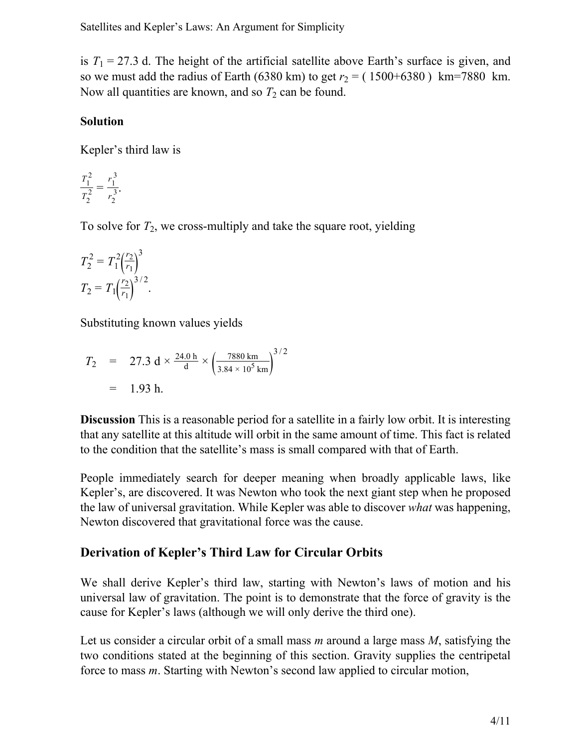is $T_1 = 27.3$ d. The height of the artificial satellite above Earth's surface is given, and so we must add the radius of Earth (6380 km) to get $r_2 = (1500+6380)\ \text{km}=7880\ \text{km}$. Now all quantities are known, and so $T_2$ can be found.

**Solution**

Kepler's third law is

$$\frac{T_1^2}{T_2^2} = \frac{r_1^3}{r_2^3}.$$

To solve for $T_2$, we cross-multiply and take the square root, yielding

$$T_2^2 = T_1^2\left(\frac{r_2}{r_1}\right)^3$$

$$T_2 = T_1\left(\frac{r_2}{r_1}\right)^{3/2}.$$

Substituting known values yields

$$\begin{aligned} T_2 &= 27.3\text{ d} \times \frac{24.0\text{ h}}{\text{d}} \times \left(\frac{7880\text{ km}}{3.84 \times 10^5\text{ km}}\right)^{3/2} \\ &= 1.93\text{ h}. \end{aligned}$$

**Discussion** This is a reasonable period for a satellite in a fairly low orbit. It is interesting that any satellite at this altitude will orbit in the same amount of time. This fact is related to the condition that the satellite's mass is small compared with that of Earth.

People immediately search for deeper meaning when broadly applicable laws, like Kepler's, are discovered. It was Newton who took the next giant step when he proposed the law of universal gravitation. While Kepler was able to discover *what* was happening, Newton discovered that gravitational force was the cause.

## Derivation of Kepler's Third Law for Circular Orbits

We shall derive Kepler's third law, starting with Newton's laws of motion and his universal law of gravitation. The point is to demonstrate that the force of gravity is the cause for Kepler's laws (although we will only derive the third one).

Let us consider a circular orbit of a small mass $m$ around a large mass $M$, satisfying the two conditions stated at the beginning of this section. Gravity supplies the centripetal force to mass $m$. Starting with Newton's second law applied to circular motion,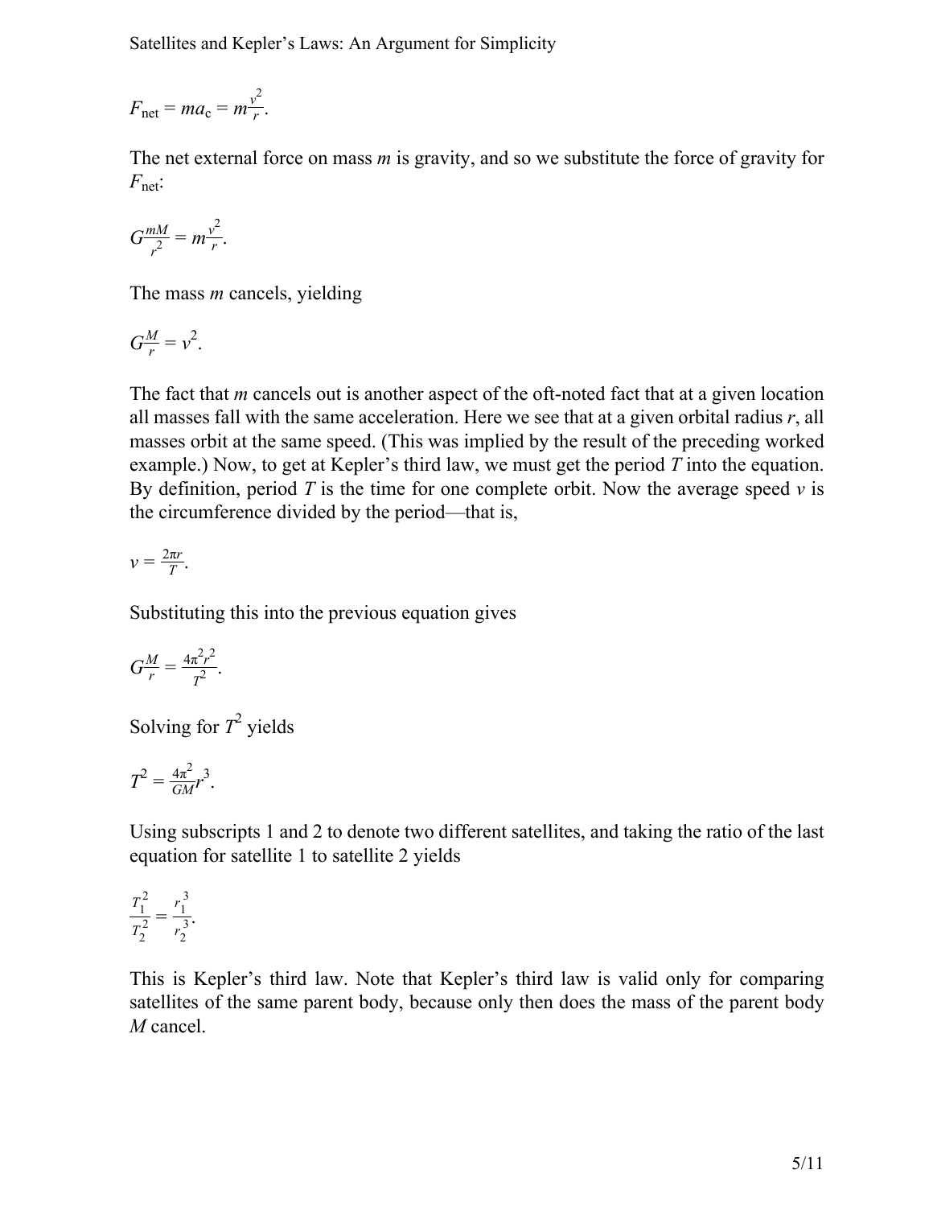$$F_{\text{net}} = ma_{\text{c}} = m\frac{v^2}{r}.$$

The net external force on mass $m$ is gravity, and so we substitute the force of gravity for $F_{\text{net}}$:

$$G\frac{mM}{r^2} = m\frac{v^2}{r}.$$

The mass $m$ cancels, yielding

$$G\frac{M}{r} = v^2.$$

The fact that $m$ cancels out is another aspect of the oft-noted fact that at a given location all masses fall with the same acceleration. Here we see that at a given orbital radius $r$, all masses orbit at the same speed. (This was implied by the result of the preceding worked example.) Now, to get at Kepler's third law, we must get the period $T$ into the equation. By definition, period $T$ is the time for one complete orbit. Now the average speed $v$ is the circumference divided by the period—that is,

$$v = \frac{2\pi r}{T}.$$

Substituting this into the previous equation gives

$$G\frac{M}{r} = \frac{4\pi^2 r^2}{T^2}.$$

Solving for $T^2$ yields

$$T^2 = \frac{4\pi^2}{GM}r^3.$$

Using subscripts 1 and 2 to denote two different satellites, and taking the ratio of the last equation for satellite 1 to satellite 2 yields

$$\frac{T_1^2}{T_2^2} = \frac{r_1^3}{r_2^3}.$$

This is Kepler's third law. Note that Kepler's third law is valid only for comparing satellites of the same parent body, because only then does the mass of the parent body $M$ cancel.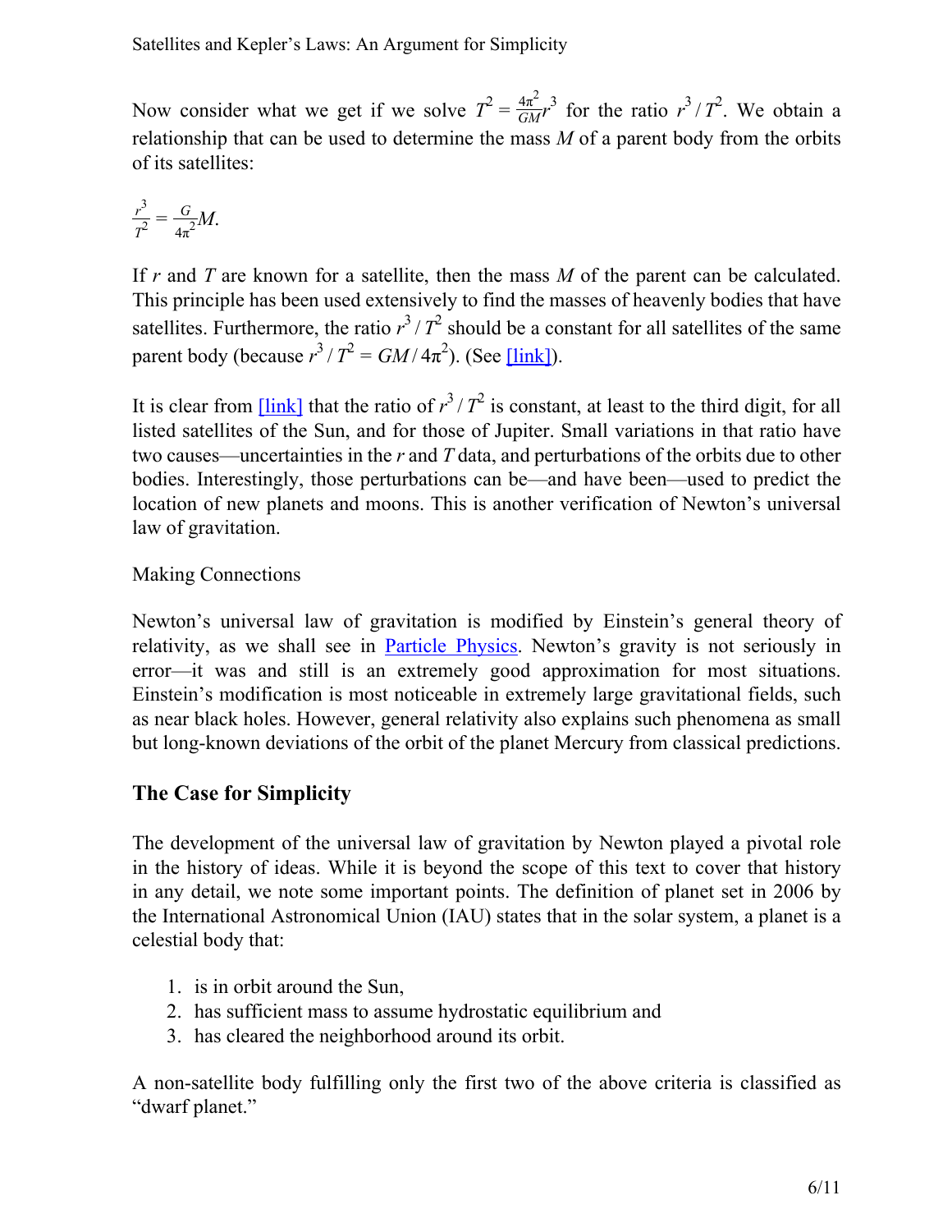Now consider what we get if we solve $T^2 = \frac{4\pi^2}{GM} r^3$ for the ratio $r^3 / T^2$. We obtain a relationship that can be used to determine the mass $M$ of a parent body from the orbits of its satellites:

$$\frac{r^3}{T^2} = \frac{G}{4\pi^2} M.$$

If $r$ and $T$ are known for a satellite, then the mass $M$ of the parent can be calculated. This principle has been used extensively to find the masses of heavenly bodies that have satellites. Furthermore, the ratio $r^3 / T^2$ should be a constant for all satellites of the same parent body (because $r^3 / T^2 = GM / 4\pi^2$). (See [link]).

It is clear from [link] that the ratio of $r^3 / T^2$ is constant, at least to the third digit, for all listed satellites of the Sun, and for those of Jupiter. Small variations in that ratio have two causes—uncertainties in the $r$ and $T$ data, and perturbations of the orbits due to other bodies. Interestingly, those perturbations can be—and have been—used to predict the location of new planets and moons. This is another verification of Newton's universal law of gravitation.

Making Connections

Newton's universal law of gravitation is modified by Einstein's general theory of relativity, as we shall see in Particle Physics. Newton's gravity is not seriously in error—it was and still is an extremely good approximation for most situations. Einstein's modification is most noticeable in extremely large gravitational fields, such as near black holes. However, general relativity also explains such phenomena as small but long-known deviations of the orbit of the planet Mercury from classical predictions.

## The Case for Simplicity

The development of the universal law of gravitation by Newton played a pivotal role in the history of ideas. While it is beyond the scope of this text to cover that history in any detail, we note some important points. The definition of planet set in 2006 by the International Astronomical Union (IAU) states that in the solar system, a planet is a celestial body that:

1. is in orbit around the Sun,
2. has sufficient mass to assume hydrostatic equilibrium and
3. has cleared the neighborhood around its orbit.

A non-satellite body fulfilling only the first two of the above criteria is classified as "dwarf planet."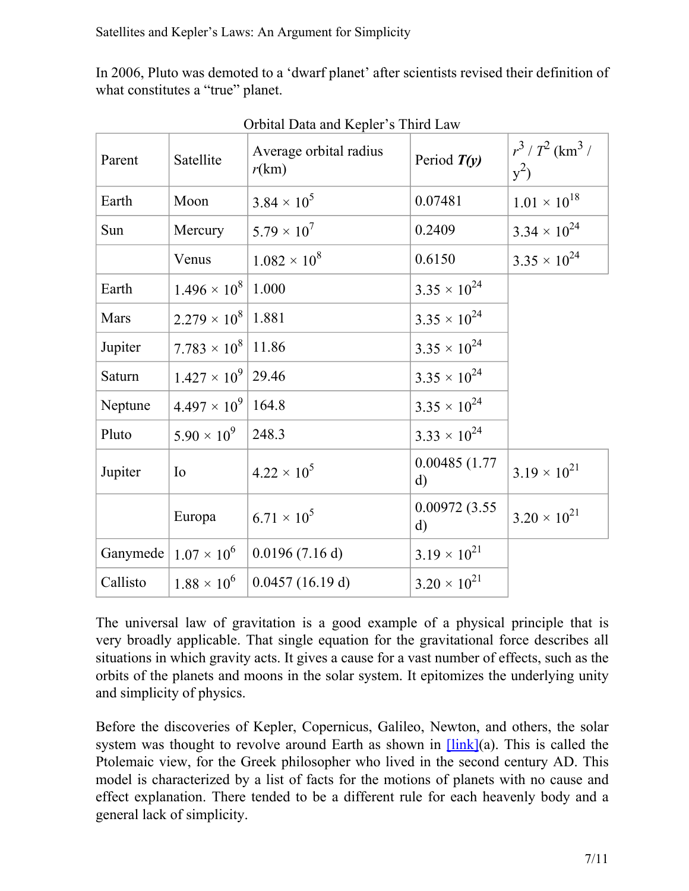In 2006, Pluto was demoted to a ‘dwarf planet’ after scientists revised their definition of what constitutes a “true” planet.

Orbital Data and Kepler’s Third Law

| Parent | Satellite | Average orbital radius $r$(km) | Period ***T(y)*** | $r^3 / T^2$ ($km^3 / y^2$) |
|---|---|---|---|---|
| Earth | Moon | $3.84 \times 10^5$ | 0.07481 | $1.01 \times 10^{18}$ |
| Sun | Mercury | $5.79 \times 10^7$ | 0.2409 | $3.34 \times 10^{24}$ |
| | Venus | $1.082 \times 10^8$ | 0.6150 | $3.35 \times 10^{24}$ |
| Earth | $1.496 \times 10^8$ | 1.000 | $3.35 \times 10^{24}$ | |
| Mars | $2.279 \times 10^8$ | 1.881 | $3.35 \times 10^{24}$ | |
| Jupiter | $7.783 \times 10^8$ | 11.86 | $3.35 \times 10^{24}$ | |
| Saturn | $1.427 \times 10^9$ | 29.46 | $3.35 \times 10^{24}$ | |
| Neptune | $4.497 \times 10^9$ | 164.8 | $3.35 \times 10^{24}$ | |
| Pluto | $5.90 \times 10^9$ | 248.3 | $3.33 \times 10^{24}$ | |
| Jupiter | Io | $4.22 \times 10^5$ | 0.00485 (1.77 d) | $3.19 \times 10^{21}$ |
| | Europa | $6.71 \times 10^5$ | 0.00972 (3.55 d) | $3.20 \times 10^{21}$ |
| Ganymede | $1.07 \times 10^6$ | 0.0196 (7.16 d) | $3.19 \times 10^{21}$ | |
| Callisto | $1.88 \times 10^6$ | 0.0457 (16.19 d) | $3.20 \times 10^{21}$ | |

The universal law of gravitation is a good example of a physical principle that is very broadly applicable. That single equation for the gravitational force describes all situations in which gravity acts. It gives a cause for a vast number of effects, such as the orbits of the planets and moons in the solar system. It epitomizes the underlying unity and simplicity of physics.

Before the discoveries of Kepler, Copernicus, Galileo, Newton, and others, the solar system was thought to revolve around Earth as shown in [link](a). This is called the Ptolemaic view, for the Greek philosopher who lived in the second century AD. This model is characterized by a list of facts for the motions of planets with no cause and effect explanation. There tended to be a different rule for each heavenly body and a general lack of simplicity.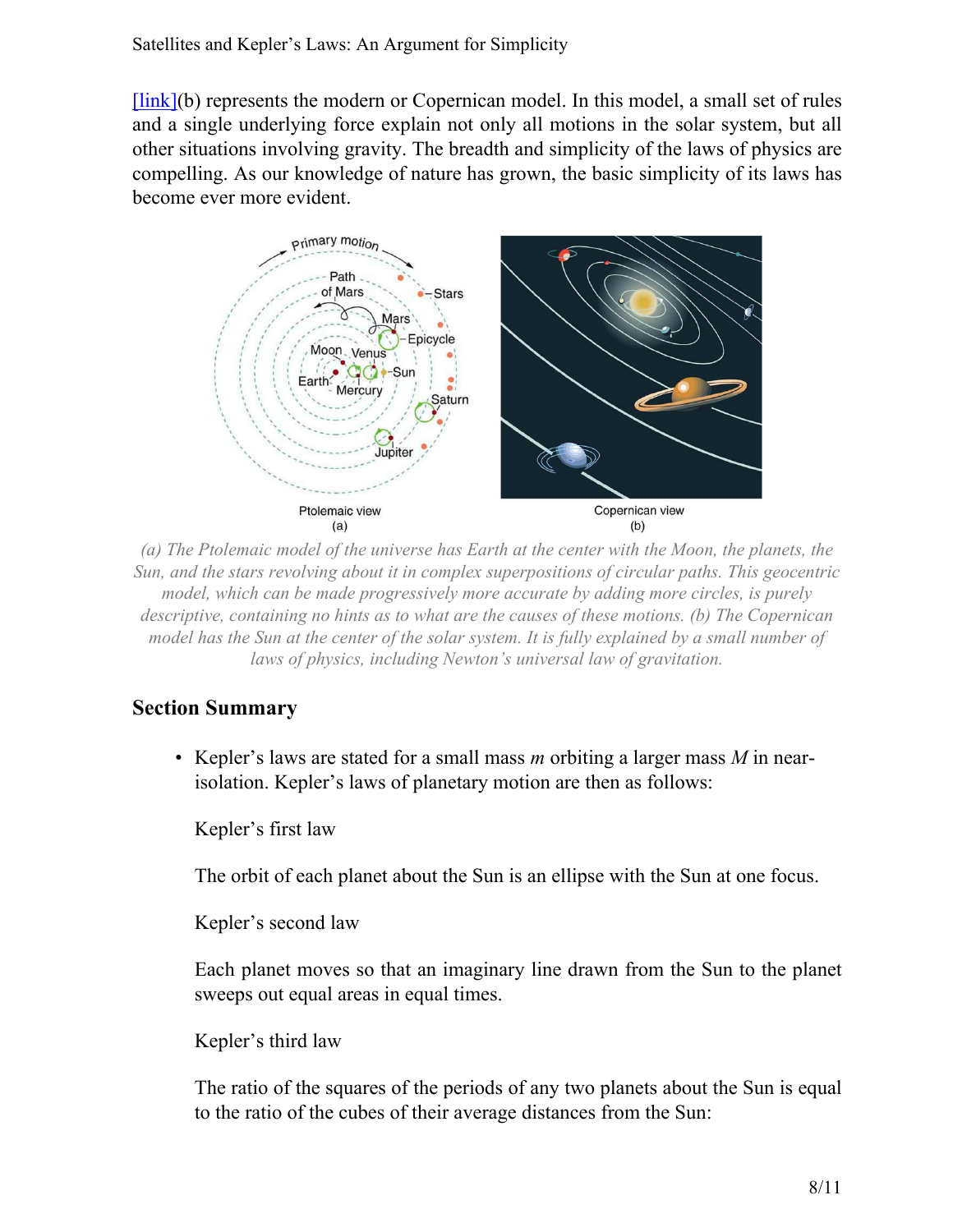[link](b) represents the modern or Copernican model. In this model, a small set of rules and a single underlying force explain not only all motions in the solar system, but all other situations involving gravity. The breadth and simplicity of the laws of physics are compelling. As our knowledge of nature has grown, the basic simplicity of its laws has become ever more evident.

*(a) The Ptolemaic model of the universe has Earth at the center with the Moon, the planets, the Sun, and the stars revolving about it in complex superpositions of circular paths. This geocentric model, which can be made progressively more accurate by adding more circles, is purely descriptive, containing no hints as to what are the causes of these motions. (b) The Copernican model has the Sun at the center of the solar system. It is fully explained by a small number of laws of physics, including Newton's universal law of gravitation.*

## Section Summary

- Kepler's laws are stated for a small mass $m$ orbiting a larger mass $M$ in near-isolation. Kepler's laws of planetary motion are then as follows:

  Kepler's first law

  The orbit of each planet about the Sun is an ellipse with the Sun at one focus.

  Kepler's second law

  Each planet moves so that an imaginary line drawn from the Sun to the planet sweeps out equal areas in equal times.

  Kepler's third law

  The ratio of the squares of the periods of any two planets about the Sun is equal to the ratio of the cubes of their average distances from the Sun: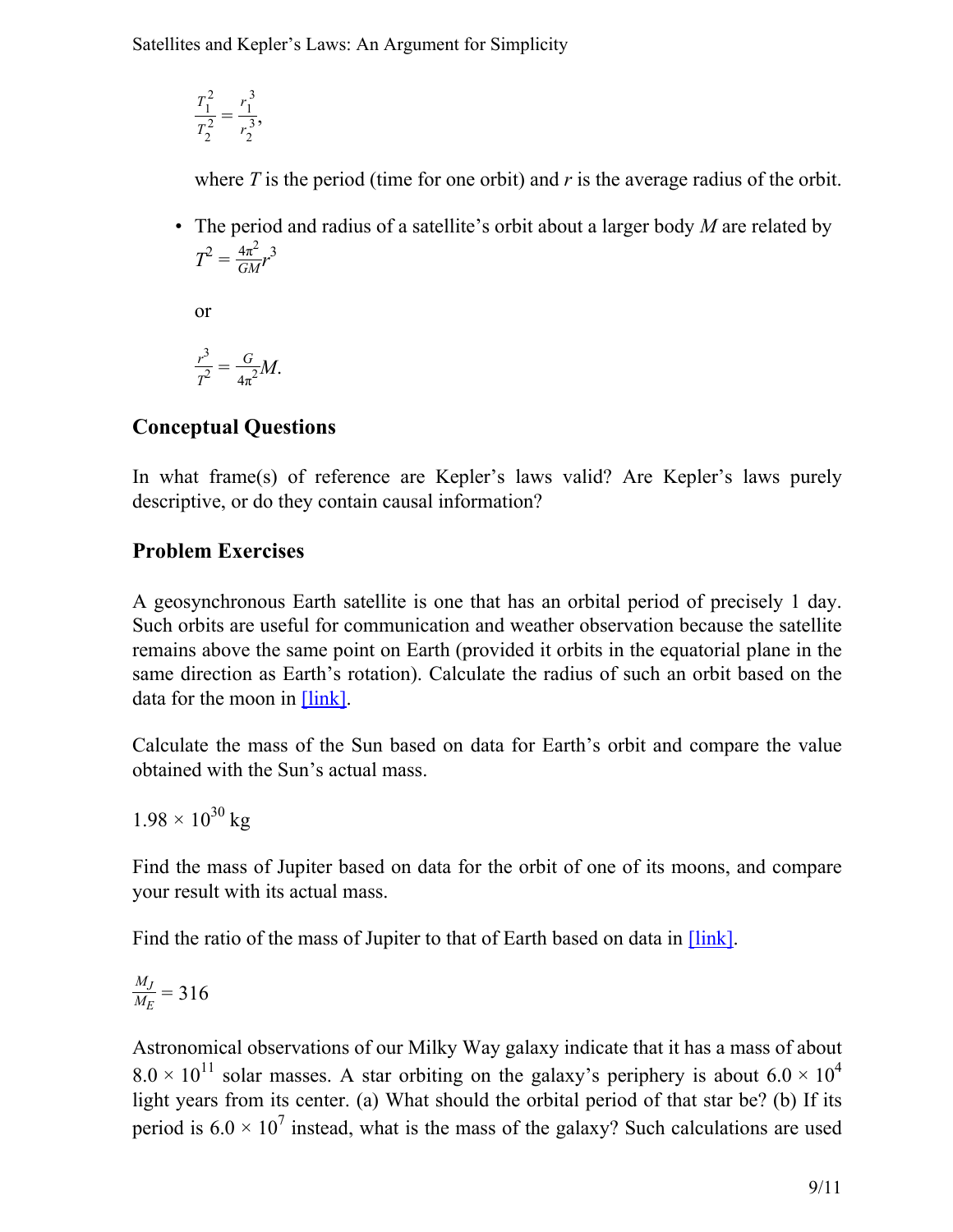$$\frac{T_1^2}{T_2^2} = \frac{r_1^3}{r_2^3},$$

where $T$ is the period (time for one orbit) and $r$ is the average radius of the orbit.

- The period and radius of a satellite's orbit about a larger body $M$ are related by

$$T^2 = \frac{4\pi^2}{GM} r^3$$

or

$$\frac{r^3}{T^2} = \frac{G}{4\pi^2} M.$$

## Conceptual Questions

In what frame(s) of reference are Kepler's laws valid? Are Kepler's laws purely descriptive, or do they contain causal information?

## Problem Exercises

A geosynchronous Earth satellite is one that has an orbital period of precisely 1 day. Such orbits are useful for communication and weather observation because the satellite remains above the same point on Earth (provided it orbits in the equatorial plane in the same direction as Earth's rotation). Calculate the radius of such an orbit based on the data for the moon in [link].

Calculate the mass of the Sun based on data for Earth's orbit and compare the value obtained with the Sun's actual mass.

$1.98 \times 10^{30}$ kg

Find the mass of Jupiter based on data for the orbit of one of its moons, and compare your result with its actual mass.

Find the ratio of the mass of Jupiter to that of Earth based on data in [link].

$$\frac{M_J}{M_E} = 316$$

Astronomical observations of our Milky Way galaxy indicate that it has a mass of about $8.0 \times 10^{11}$ solar masses. A star orbiting on the galaxy's periphery is about $6.0 \times 10^{4}$ light years from its center. (a) What should the orbital period of that star be? (b) If its period is $6.0 \times 10^{7}$ instead, what is the mass of the galaxy? Such calculations are used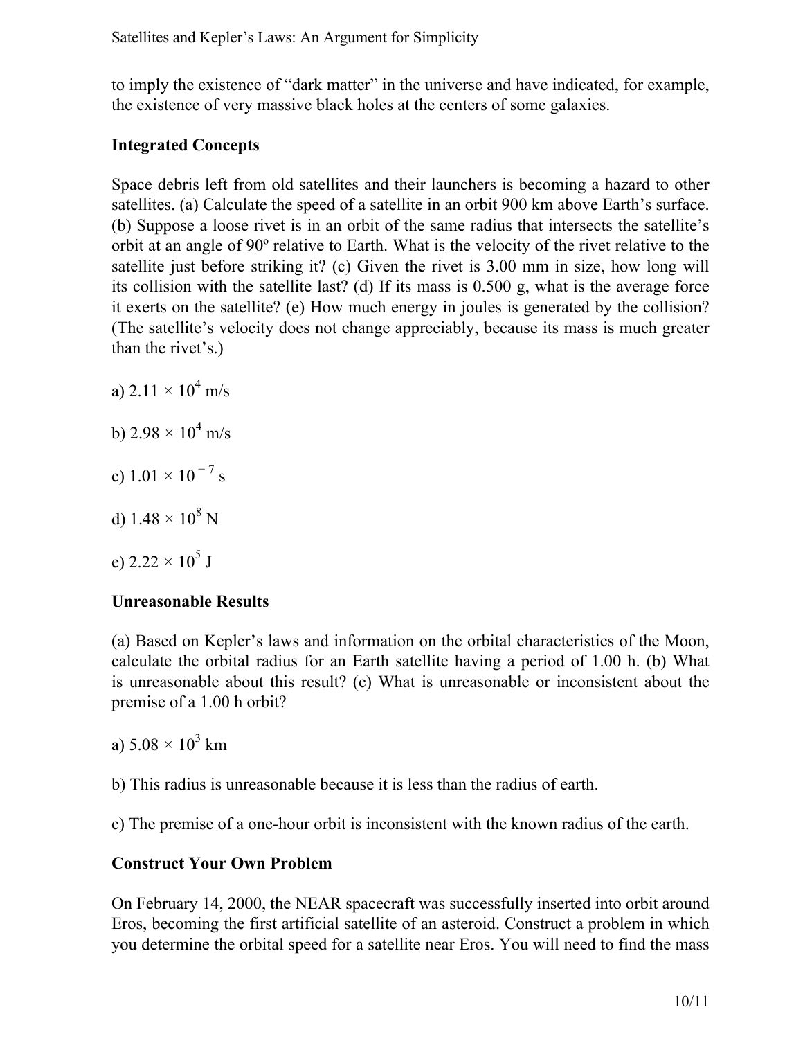to imply the existence of "dark matter" in the universe and have indicated, for example, the existence of very massive black holes at the centers of some galaxies.

### Integrated Concepts

Space debris left from old satellites and their launchers is becoming a hazard to other satellites. (a) Calculate the speed of a satellite in an orbit 900 km above Earth's surface. (b) Suppose a loose rivet is in an orbit of the same radius that intersects the satellite's orbit at an angle of 90º relative to Earth. What is the velocity of the rivet relative to the satellite just before striking it? (c) Given the rivet is 3.00 mm in size, how long will its collision with the satellite last? (d) If its mass is 0.500 g, what is the average force it exerts on the satellite? (e) How much energy in joules is generated by the collision? (The satellite's velocity does not change appreciably, because its mass is much greater than the rivet's.)

a) $2.11 \times 10^{4}$ m/s

b) $2.98 \times 10^{4}$ m/s

c) $1.01 \times 10^{-7}$ s

d) $1.48 \times 10^{8}$ N

e) $2.22 \times 10^{5}$ J

### Unreasonable Results

(a) Based on Kepler's laws and information on the orbital characteristics of the Moon, calculate the orbital radius for an Earth satellite having a period of 1.00 h. (b) What is unreasonable about this result? (c) What is unreasonable or inconsistent about the premise of a 1.00 h orbit?

a) $5.08 \times 10^{3}$ km

b) This radius is unreasonable because it is less than the radius of earth.

c) The premise of a one-hour orbit is inconsistent with the known radius of the earth.

### Construct Your Own Problem

On February 14, 2000, the NEAR spacecraft was successfully inserted into orbit around Eros, becoming the first artificial satellite of an asteroid. Construct a problem in which you determine the orbital speed for a satellite near Eros. You will need to find the mass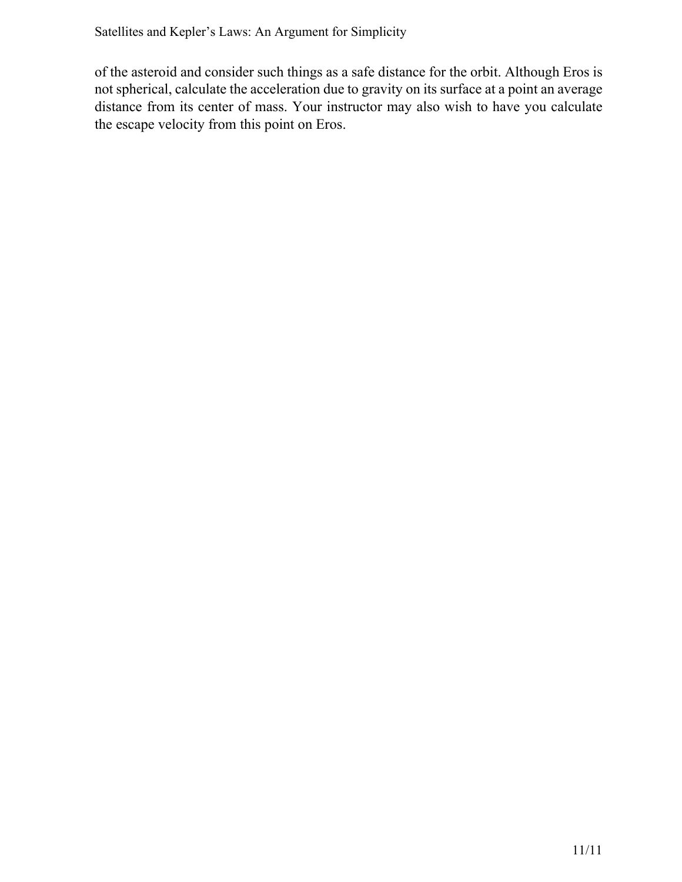of the asteroid and consider such things as a safe distance for the orbit. Although Eros is not spherical, calculate the acceleration due to gravity on its surface at a point an average distance from its center of mass. Your instructor may also wish to have you calculate the escape velocity from this point on Eros.